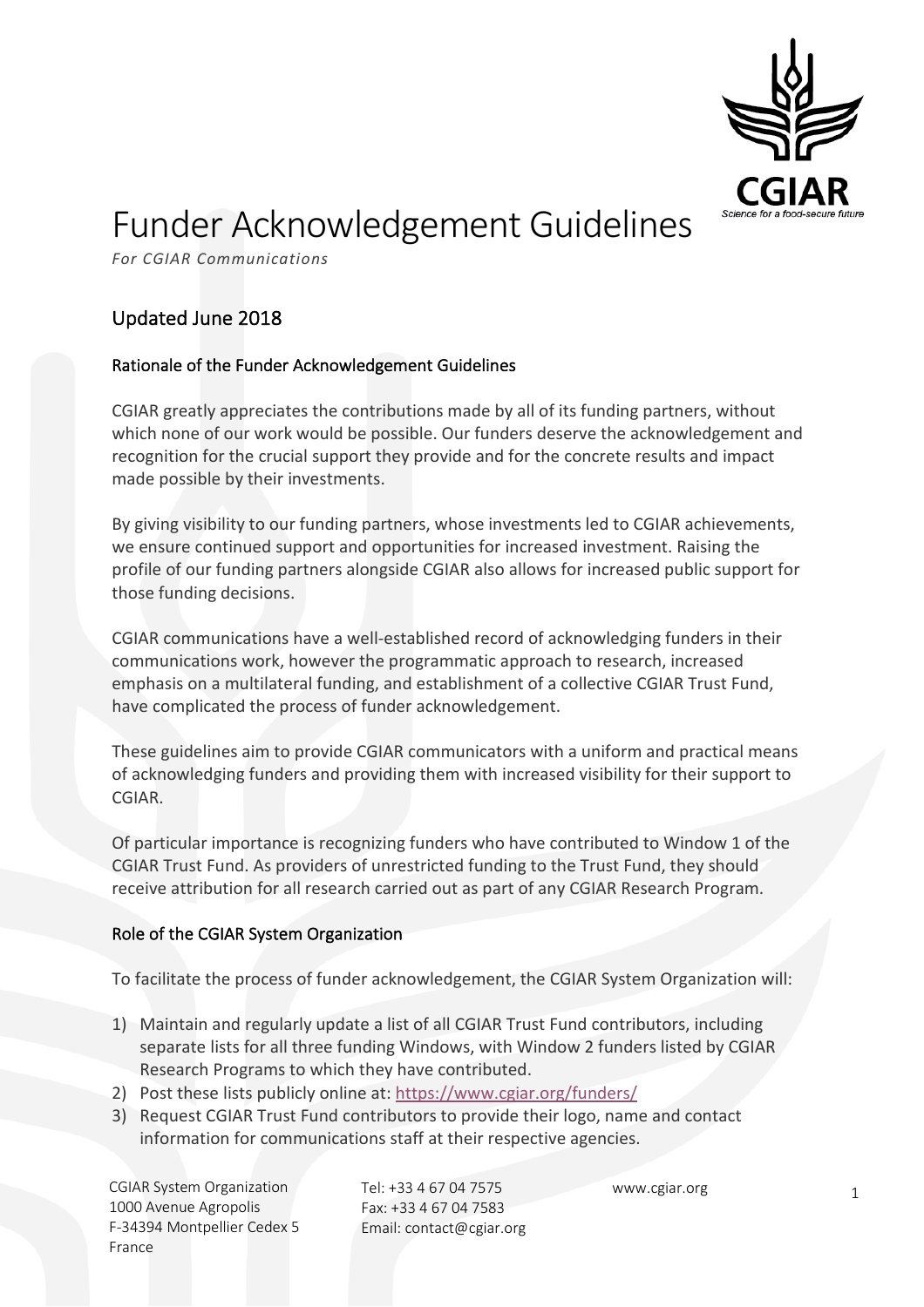# Funder Acknowledgement Guidelines

*For CGIAR Communications*

## Updated June 2018

### Rationale of the Funder Acknowledgement Guidelines

CGIAR greatly appreciates the contributions made by all of its funding partners, without which none of our work would be possible. Our funders deserve the acknowledgement and recognition for the crucial support they provide and for the concrete results and impact made possible by their investments.

By giving visibility to our funding partners, whose investments led to CGIAR achievements, we ensure continued support and opportunities for increased investment. Raising the profile of our funding partners alongside CGIAR also allows for increased public support for those funding decisions.

CGIAR communications have a well-established record of acknowledging funders in their communications work, however the programmatic approach to research, increased emphasis on a multilateral funding, and establishment of a collective CGIAR Trust Fund, have complicated the process of funder acknowledgement.

These guidelines aim to provide CGIAR communicators with a uniform and practical means of acknowledging funders and providing them with increased visibility for their support to CGIAR.

Of particular importance is recognizing funders who have contributed to Window 1 of the CGIAR Trust Fund. As providers of unrestricted funding to the Trust Fund, they should receive attribution for all research carried out as part of any CGIAR Research Program.

### Role of the CGIAR System Organization

To facilitate the process of funder acknowledgement, the CGIAR System Organization will:

1) Maintain and regularly update a list of all CGIAR Trust Fund contributors, including separate lists for all three funding Windows, with Window 2 funders listed by CGIAR Research Programs to which they have contributed.
2) Post these lists publicly online at: https://www.cgiar.org/funders/
3) Request CGIAR Trust Fund contributors to provide their logo, name and contact information for communications staff at their respective agencies.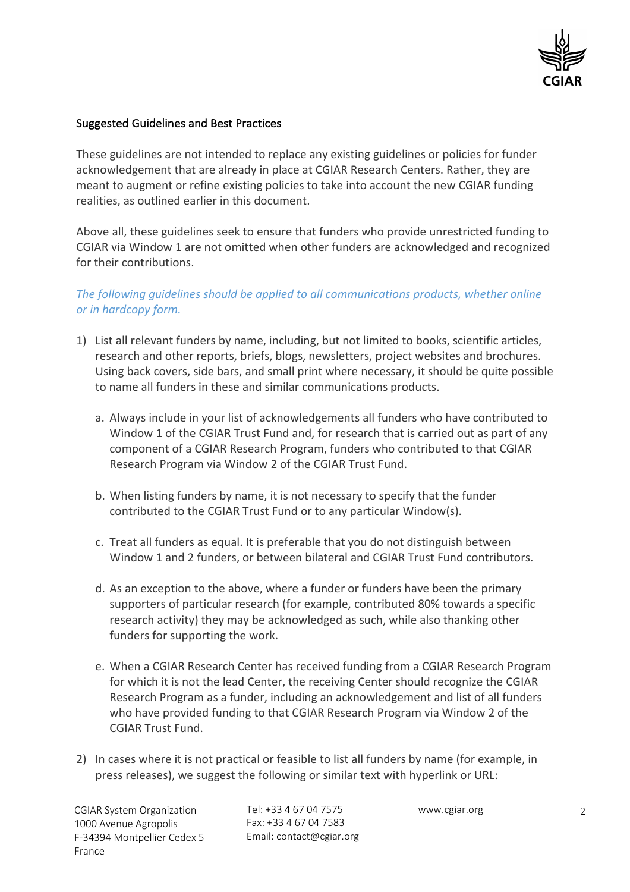## Suggested Guidelines and Best Practices

These guidelines are not intended to replace any existing guidelines or policies for funder acknowledgement that are already in place at CGIAR Research Centers. Rather, they are meant to augment or refine existing policies to take into account the new CGIAR funding realities, as outlined earlier in this document.

Above all, these guidelines seek to ensure that funders who provide unrestricted funding to CGIAR via Window 1 are not omitted when other funders are acknowledged and recognized for their contributions.

*The following guidelines should be applied to all communications products, whether online or in hardcopy form.*

1) List all relevant funders by name, including, but not limited to books, scientific articles, research and other reports, briefs, blogs, newsletters, project websites and brochures. Using back covers, side bars, and small print where necessary, it should be quite possible to name all funders in these and similar communications products.

   a. Always include in your list of acknowledgements all funders who have contributed to Window 1 of the CGIAR Trust Fund and, for research that is carried out as part of any component of a CGIAR Research Program, funders who contributed to that CGIAR Research Program via Window 2 of the CGIAR Trust Fund.

   b. When listing funders by name, it is not necessary to specify that the funder contributed to the CGIAR Trust Fund or to any particular Window(s).

   c. Treat all funders as equal. It is preferable that you do not distinguish between Window 1 and 2 funders, or between bilateral and CGIAR Trust Fund contributors.

   d. As an exception to the above, where a funder or funders have been the primary supporters of particular research (for example, contributed 80% towards a specific research activity) they may be acknowledged as such, while also thanking other funders for supporting the work.

   e. When a CGIAR Research Center has received funding from a CGIAR Research Program for which it is not the lead Center, the receiving Center should recognize the CGIAR Research Program as a funder, including an acknowledgement and list of all funders who have provided funding to that CGIAR Research Program via Window 2 of the CGIAR Trust Fund.

2) In cases where it is not practical or feasible to list all funders by name (for example, in press releases), we suggest the following or similar text with hyperlink or URL: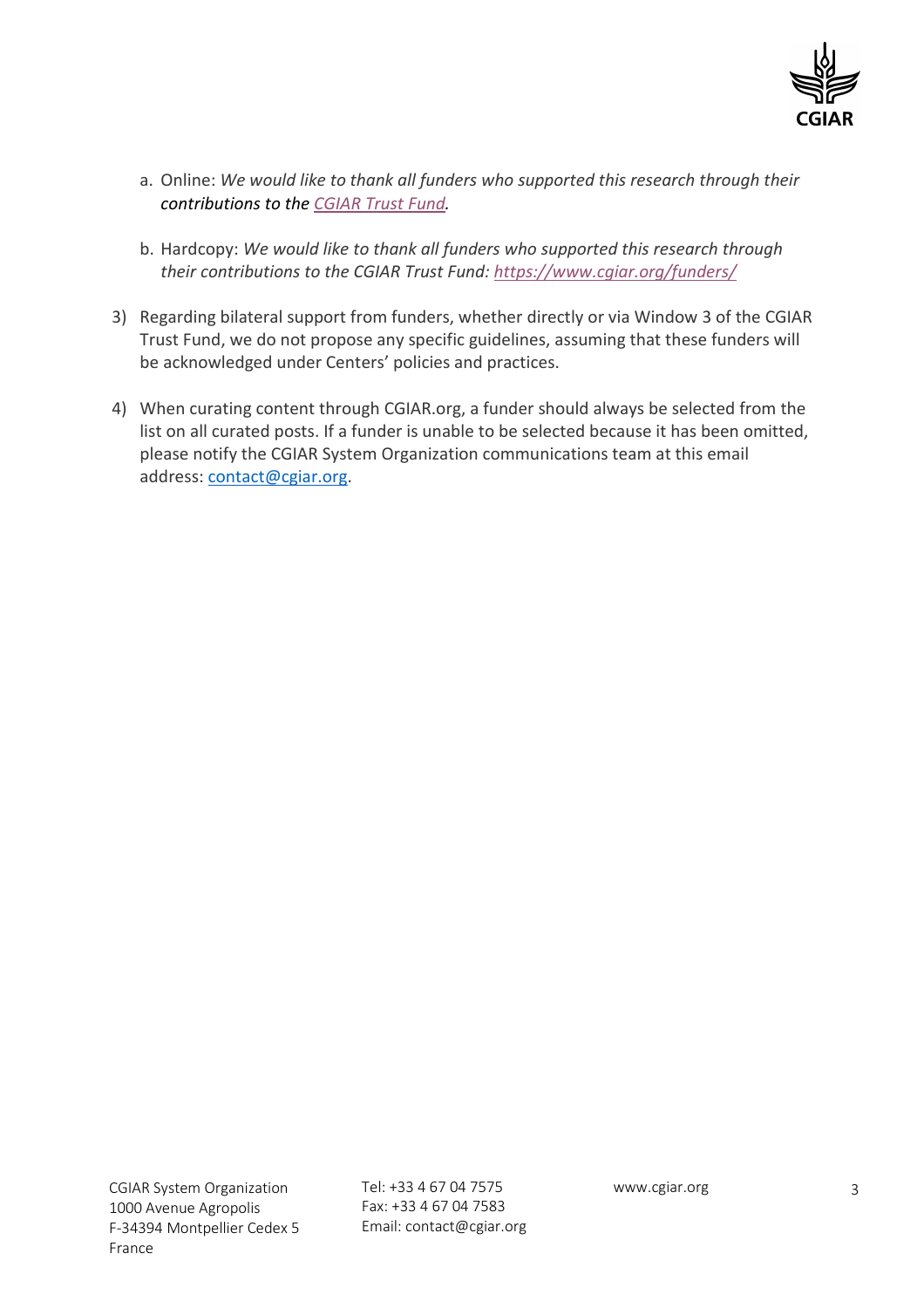a. Online: *We would like to thank all funders who supported this research through their contributions to the [CGIAR Trust Fund](https://www.cgiar.org/funders/).*

b. Hardcopy: *We would like to thank all funders who supported this research through their contributions to the CGIAR Trust Fund: https://www.cgiar.org/funders/*

3) Regarding bilateral support from funders, whether directly or via Window 3 of the CGIAR Trust Fund, we do not propose any specific guidelines, assuming that these funders will be acknowledged under Centers' policies and practices.

4) When curating content through CGIAR.org, a funder should always be selected from the list on all curated posts. If a funder is unable to be selected because it has been omitted, please notify the CGIAR System Organization communications team at this email address: contact@cgiar.org.